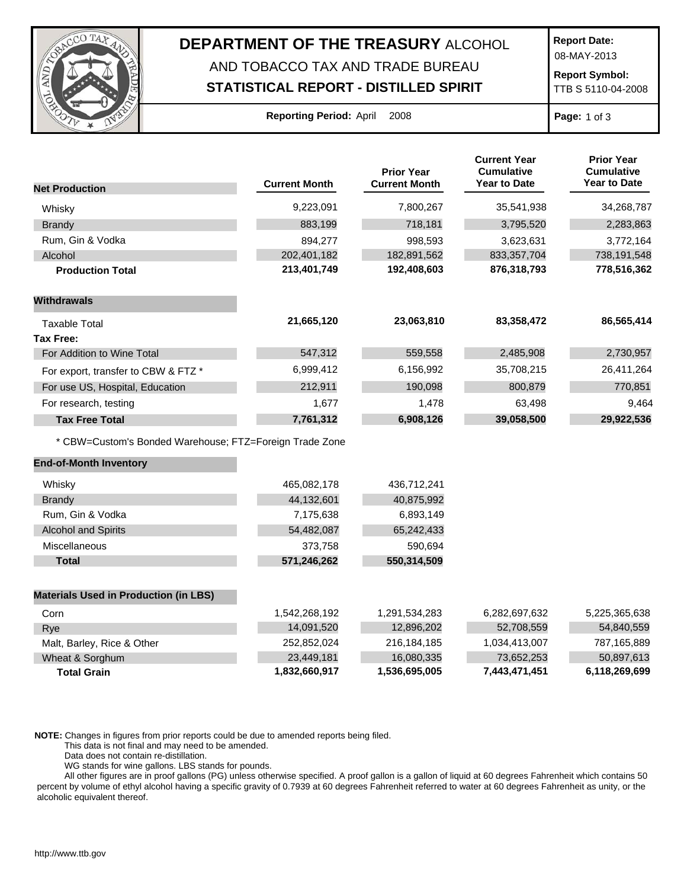# DEPARTMENT OF THE TREASURY ALCOHOL AND TOBACCO TAX AND TRADE BUREAU

## STATISTICAL REPORT - DISTILLED SPIRIT

**Report Date:** 08-MAY-2013

**Report Symbol:** TTB S 5110-04-2008

**Reporting Period:** April 2008

| **Net Production** | **Current Month** | **Prior Year Current Month** | **Current Year Cumulative Year to Date** | **Prior Year Cumulative Year to Date** |
|---|---|---|---|---|
| Whisky | 9,223,091 | 7,800,267 | 35,541,938 | 34,268,787 |
| Brandy | 883,199 | 718,181 | 3,795,520 | 2,283,863 |
| Rum, Gin & Vodka | 894,277 | 998,593 | 3,623,631 | 3,772,164 |
| Alcohol | 202,401,182 | 182,891,562 | 833,357,704 | 738,191,548 |
| **Production Total** | **213,401,749** | **192,408,603** | **876,318,793** | **778,516,362** |
| **Withdrawals** | | | | |
| Taxable Total | **21,665,120** | **23,063,810** | **83,358,472** | **86,565,414** |
| **Tax Free:** | | | | |
| For Addition to Wine Total | 547,312 | 559,558 | 2,485,908 | 2,730,957 |
| For export, transfer to CBW & FTZ * | 6,999,412 | 6,156,992 | 35,708,215 | 26,411,264 |
| For use US, Hospital, Education | 212,911 | 190,098 | 800,879 | 770,851 |
| For research, testing | 1,677 | 1,478 | 63,498 | 9,464 |
| **Tax Free Total** | **7,761,312** | **6,908,126** | **39,058,500** | **29,922,536** |

* CBW=Custom's Bonded Warehouse; FTZ=Foreign Trade Zone

| **End-of-Month Inventory** | **Current Month** | **Prior Year Current Month** |
|---|---|---|
| Whisky | 465,082,178 | 436,712,241 |
| Brandy | 44,132,601 | 40,875,992 |
| Rum, Gin & Vodka | 7,175,638 | 6,893,149 |
| Alcohol and Spirits | 54,482,087 | 65,242,433 |
| Miscellaneous | 373,758 | 590,694 |
| **Total** | **571,246,262** | **550,314,509** |

| **Materials Used in Production (in LBS)** | **Current Month** | **Prior Year Current Month** | **Current Year Cumulative Year to Date** | **Prior Year Cumulative Year to Date** |
|---|---|---|---|---|
| Corn | 1,542,268,192 | 1,291,534,283 | 6,282,697,632 | 5,225,365,638 |
| Rye | 14,091,520 | 12,896,202 | 52,708,559 | 54,840,559 |
| Malt, Barley, Rice & Other | 252,852,024 | 216,184,185 | 1,034,413,007 | 787,165,889 |
| Wheat & Sorghum | 23,449,181 | 16,080,335 | 73,652,253 | 50,897,613 |
| **Total Grain** | **1,832,660,917** | **1,536,695,005** | **7,443,471,451** | **6,118,269,699** |

**NOTE:** Changes in figures from prior reports could be due to amended reports being filed.
This data is not final and may need to be amended.
Data does not contain re-distillation.
WG stands for wine gallons. LBS stands for pounds.
All other figures are in proof gallons (PG) unless otherwise specified. A proof gallon is a gallon of liquid at 60 degrees Fahrenheit which contains 50 percent by volume of ethyl alcohol having a specific gravity of 0.7939 at 60 degrees Fahrenheit referred to water at 60 degrees Fahrenheit as unity, or the alcoholic equivalent thereof.

http://www.ttb.gov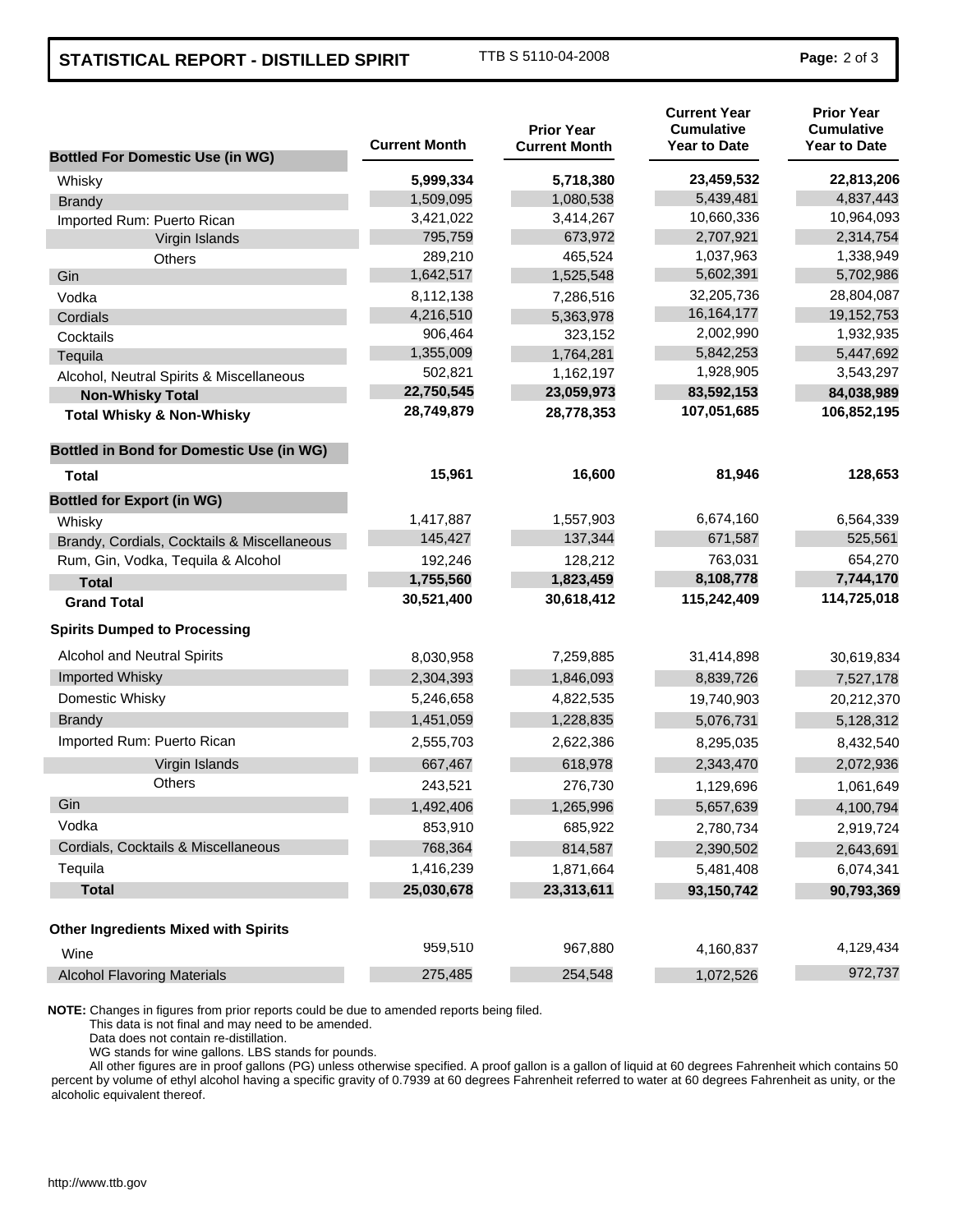# STATISTICAL REPORT - DISTILLED SPIRIT

TTB S 5110-04-2008

| | Current Month | Prior Year Current Month | Current Year Cumulative Year to Date | Prior Year Cumulative Year to Date |
|---|---|---|---|---|
| **Bottled For Domestic Use (in WG)** | | | | |
| Whisky | **5,999,334** | **5,718,380** | **23,459,532** | **22,813,206** |
| Brandy | 1,509,095 | 1,080,538 | 5,439,481 | 4,837,443 |
| Imported Rum: Puerto Rican | 3,421,022 | 3,414,267 | 10,660,336 | 10,964,093 |
| Virgin Islands | 795,759 | 673,972 | 2,707,921 | 2,314,754 |
| Others | 289,210 | 465,524 | 1,037,963 | 1,338,949 |
| Gin | 1,642,517 | 1,525,548 | 5,602,391 | 5,702,986 |
| Vodka | 8,112,138 | 7,286,516 | 32,205,736 | 28,804,087 |
| Cordials | 4,216,510 | 5,363,978 | 16,164,177 | 19,152,753 |
| Cocktails | 906,464 | 323,152 | 2,002,990 | 1,932,935 |
| Tequila | 1,355,009 | 1,764,281 | 5,842,253 | 5,447,692 |
| Alcohol, Neutral Spirits & Miscellaneous | 502,821 | 1,162,197 | 1,928,905 | 3,543,297 |
| **Non-Whisky Total** | **22,750,545** | **23,059,973** | **83,592,153** | **84,038,989** |
| **Total Whisky & Non-Whisky** | **28,749,879** | **28,778,353** | **107,051,685** | **106,852,195** |
| **Bottled in Bond for Domestic Use (in WG)** | | | | |
| **Total** | **15,961** | **16,600** | **81,946** | **128,653** |
| **Bottled for Export (in WG)** | | | | |
| Whisky | 1,417,887 | 1,557,903 | 6,674,160 | 6,564,339 |
| Brandy, Cordials, Cocktails & Miscellaneous | 145,427 | 137,344 | 671,587 | 525,561 |
| Rum, Gin, Vodka, Tequila & Alcohol | 192,246 | 128,212 | 763,031 | 654,270 |
| **Total** | **1,755,560** | **1,823,459** | **8,108,778** | **7,744,170** |
| **Grand Total** | **30,521,400** | **30,618,412** | **115,242,409** | **114,725,018** |
| **Spirits Dumped to Processing** | | | | |
| Alcohol and Neutral Spirits | 8,030,958 | 7,259,885 | 31,414,898 | 30,619,834 |
| Imported Whisky | 2,304,393 | 1,846,093 | 8,839,726 | 7,527,178 |
| Domestic Whisky | 5,246,658 | 4,822,535 | 19,740,903 | 20,212,370 |
| Brandy | 1,451,059 | 1,228,835 | 5,076,731 | 5,128,312 |
| Imported Rum: Puerto Rican | 2,555,703 | 2,622,386 | 8,295,035 | 8,432,540 |
| Virgin Islands | 667,467 | 618,978 | 2,343,470 | 2,072,936 |
| Others | 243,521 | 276,730 | 1,129,696 | 1,061,649 |
| Gin | 1,492,406 | 1,265,996 | 5,657,639 | 4,100,794 |
| Vodka | 853,910 | 685,922 | 2,780,734 | 2,919,724 |
| Cordials, Cocktails & Miscellaneous | 768,364 | 814,587 | 2,390,502 | 2,643,691 |
| Tequila | 1,416,239 | 1,871,664 | 5,481,408 | 6,074,341 |
| **Total** | **25,030,678** | **23,313,611** | **93,150,742** | **90,793,369** |
| **Other Ingredients Mixed with Spirits** | | | | |
| Wine | 959,510 | 967,880 | 4,160,837 | 4,129,434 |
| Alcohol Flavoring Materials | 275,485 | 254,548 | 1,072,526 | 972,737 |

**NOTE:** Changes in figures from prior reports could be due to amended reports being filed.
This data is not final and may need to be amended.
Data does not contain re-distillation.
WG stands for wine gallons. LBS stands for pounds.
All other figures are in proof gallons (PG) unless otherwise specified. A proof gallon is a gallon of liquid at 60 degrees Fahrenheit which contains 50 percent by volume of ethyl alcohol having a specific gravity of 0.7939 at 60 degrees Fahrenheit referred to water at 60 degrees Fahrenheit as unity, or the alcoholic equivalent thereof.

http://www.ttb.gov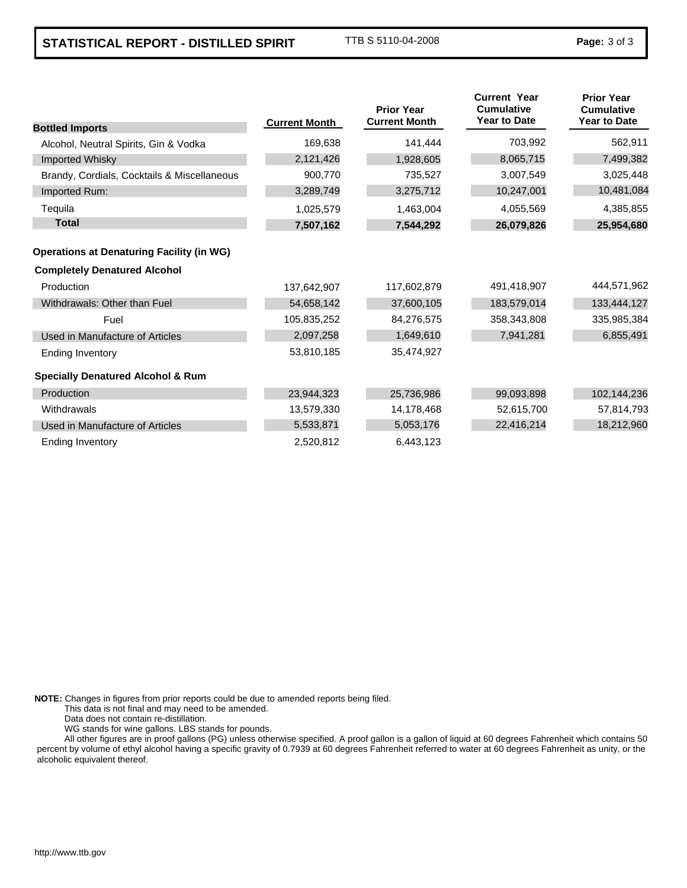| Bottled Imports | Current Month | Prior Year Current Month | Current Year Cumulative Year to Date | Prior Year Cumulative Year to Date |
|---|---|---|---|---|
| Alcohol, Neutral Spirits, Gin & Vodka | 169,638 | 141,444 | 703,992 | 562,911 |
| Imported Whisky | 2,121,426 | 1,928,605 | 8,065,715 | 7,499,382 |
| Brandy, Cordials, Cocktails & Miscellaneous | 900,770 | 735,527 | 3,007,549 | 3,025,448 |
| Imported Rum: | 3,289,749 | 3,275,712 | 10,247,001 | 10,481,084 |
| Tequila | 1,025,579 | 1,463,004 | 4,055,569 | 4,385,855 |
| **Total** | **7,507,162** | **7,544,292** | **26,079,826** | **25,954,680** |
| **Operations at Denaturing Facility (in WG)** | | | | |
| **Completely Denatured Alcohol** | | | | |
| Production | 137,642,907 | 117,602,879 | 491,418,907 | 444,571,962 |
| Withdrawals: Other than Fuel | 54,658,142 | 37,600,105 | 183,579,014 | 133,444,127 |
| Fuel | 105,835,252 | 84,276,575 | 358,343,808 | 335,985,384 |
| Used in Manufacture of Articles | 2,097,258 | 1,649,610 | 7,941,281 | 6,855,491 |
| Ending Inventory | 53,810,185 | 35,474,927 | | |
| **Specially Denatured Alcohol & Rum** | | | | |
| Production | 23,944,323 | 25,736,986 | 99,093,898 | 102,144,236 |
| Withdrawals | 13,579,330 | 14,178,468 | 52,615,700 | 57,814,793 |
| Used in Manufacture of Articles | 5,533,871 | 5,053,176 | 22,416,214 | 18,212,960 |
| Ending Inventory | 2,520,812 | 6,443,123 | | |

**NOTE:** Changes in figures from prior reports could be due to amended reports being filed.
This data is not final and may need to be amended.
Data does not contain re-distillation.
WG stands for wine gallons. LBS stands for pounds.
All other figures are in proof gallons (PG) unless otherwise specified. A proof gallon is a gallon of liquid at 60 degrees Fahrenheit which contains 50 percent by volume of ethyl alcohol having a specific gravity of 0.7939 at 60 degrees Fahrenheit referred to water at 60 degrees Fahrenheit as unity, or the alcoholic equivalent thereof.